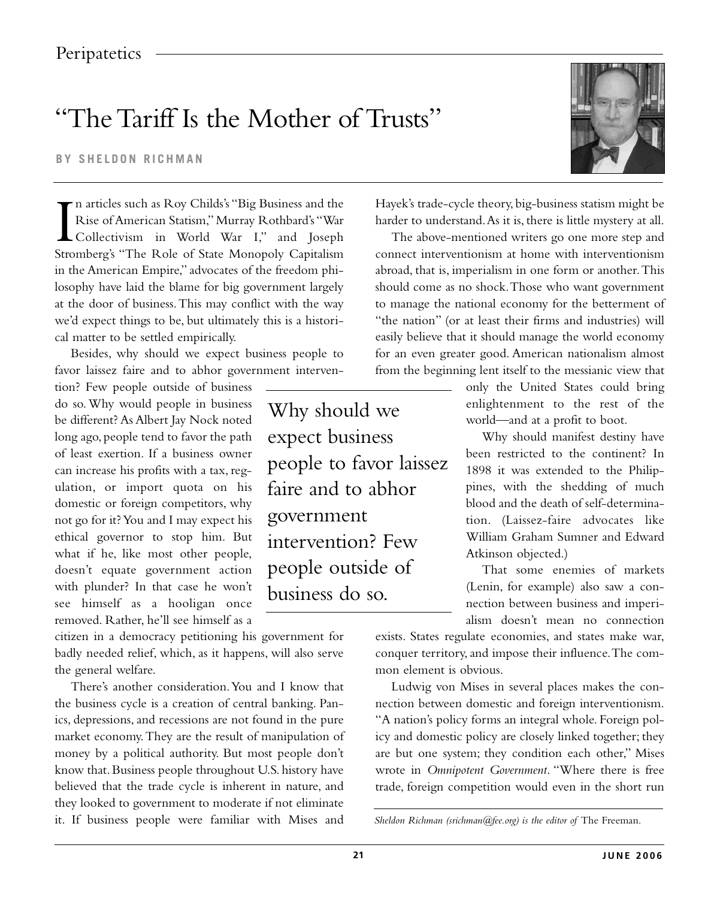# "The Tariff Is the Mother of Trusts"

**BY SHELDON RICHMAN**

In articles such as Roy Childs's "Big Business and the Rise of American Statism," Murray Rothbard's "War Collectivism in World War I," and Joseph Stromberg's "The Role of State Monopoly Capitalism in the American Empire," advocates of the freedom philosophy have laid the blame for big government largely at the door of business. This may conflict with the way we'd expect things to be, but ultimately this is a historical matter to be settled empirically.

Besides, why should we expect business people to favor laissez faire and to abhor government intervention? Few people outside of business do so. Why would people in business be different? As Albert Jay Nock noted long ago, people tend to favor the path of least exertion. If a business owner can increase his profits with a tax, regulation, or import quota on his domestic or foreign competitors, why not go for it? You and I may expect his ethical governor to stop him. But what if he, like most other people, doesn't equate government action with plunder? In that case he won't see himself as a hooligan once removed. Rather, he'll see himself as a citizen in a democracy petitioning his government for badly needed relief, which, as it happens, will also serve the general welfare.

> Why should we expect business people to favor laissez faire and to abhor government intervention? Few people outside of business do so.

There's another consideration. You and I know that the business cycle is a creation of central banking. Panics, depressions, and recessions are not found in the pure market economy. They are the result of manipulation of money by a political authority. But most people don't know that. Business people throughout U.S. history have believed that the trade cycle is inherent in nature, and they looked to government to moderate if not eliminate it. If business people were familiar with Mises and Hayek's trade-cycle theory, big-business statism might be harder to understand. As it is, there is little mystery at all.

The above-mentioned writers go one more step and connect interventionism at home with interventionism abroad, that is, imperialism in one form or another. This should come as no shock. Those who want government to manage the national economy for the betterment of "the nation" (or at least their firms and industries) will easily believe that it should manage the world economy for an even greater good. American nationalism almost from the beginning lent itself to the messianic view that only the United States could bring enlightenment to the rest of the world—and at a profit to boot.

Why should manifest destiny have been restricted to the continent? In 1898 it was extended to the Philippines, with the shedding of much blood and the death of self-determination. (Laissez-faire advocates like William Graham Sumner and Edward Atkinson objected.)

That some enemies of markets (Lenin, for example) also saw a connection between business and imperialism doesn't mean no connection exists. States regulate economies, and states make war, conquer territory, and impose their influence. The common element is obvious.

Ludwig von Mises in several places makes the connection between domestic and foreign interventionism. "A nation's policy forms an integral whole. Foreign policy and domestic policy are closely linked together; they are but one system; they condition each other," Mises wrote in *Omnipotent Government*. "Where there is free trade, foreign competition would even in the short run

*Sheldon Richman (srichman@fee.org) is the editor of* The Freeman.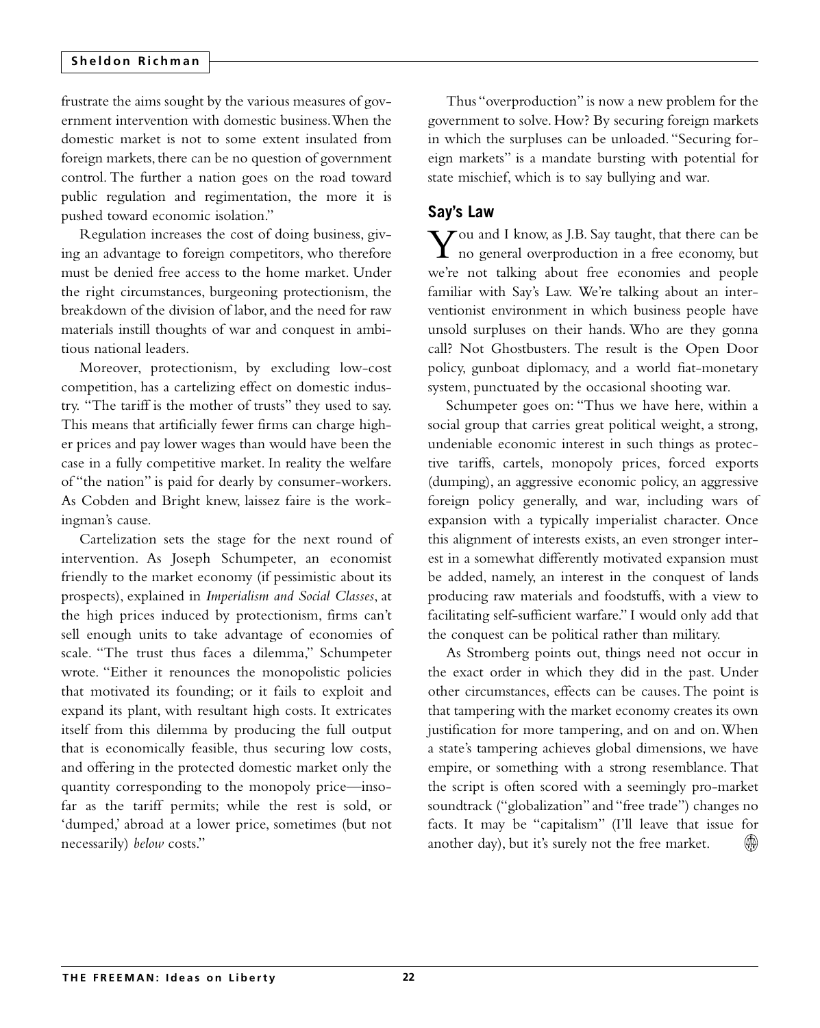frustrate the aims sought by the various measures of government intervention with domestic business. When the domestic market is not to some extent insulated from foreign markets, there can be no question of government control. The further a nation goes on the road toward public regulation and regimentation, the more it is pushed toward economic isolation."

Regulation increases the cost of doing business, giving an advantage to foreign competitors, who therefore must be denied free access to the home market. Under the right circumstances, burgeoning protectionism, the breakdown of the division of labor, and the need for raw materials instill thoughts of war and conquest in ambitious national leaders.

Moreover, protectionism, by excluding low-cost competition, has a cartelizing effect on domestic industry. "The tariff is the mother of trusts" they used to say. This means that artificially fewer firms can charge higher prices and pay lower wages than would have been the case in a fully competitive market. In reality the welfare of "the nation" is paid for dearly by consumer-workers. As Cobden and Bright knew, laissez faire is the workingman's cause.

Cartelization sets the stage for the next round of intervention. As Joseph Schumpeter, an economist friendly to the market economy (if pessimistic about its prospects), explained in *Imperialism and Social Classes*, at the high prices induced by protectionism, firms can't sell enough units to take advantage of economies of scale. "The trust thus faces a dilemma," Schumpeter wrote. "Either it renounces the monopolistic policies that motivated its founding; or it fails to exploit and expand its plant, with resultant high costs. It extricates itself from this dilemma by producing the full output that is economically feasible, thus securing low costs, and offering in the protected domestic market only the quantity corresponding to the monopoly price—insofar as the tariff permits; while the rest is sold, or 'dumped,' abroad at a lower price, sometimes (but not necessarily) *below* costs."

Thus "overproduction" is now a new problem for the government to solve. How? By securing foreign markets in which the surpluses can be unloaded. "Securing foreign markets" is a mandate bursting with potential for state mischief, which is to say bullying and war.

## Say's Law

You and I know, as J.B. Say taught, that there can be no general overproduction in a free economy, but we're not talking about free economies and people familiar with Say's Law. We're talking about an interventionist environment in which business people have unsold surpluses on their hands. Who are they gonna call? Not Ghostbusters. The result is the Open Door policy, gunboat diplomacy, and a world fiat-monetary system, punctuated by the occasional shooting war.

Schumpeter goes on: "Thus we have here, within a social group that carries great political weight, a strong, undeniable economic interest in such things as protective tariffs, cartels, monopoly prices, forced exports (dumping), an aggressive economic policy, an aggressive foreign policy generally, and war, including wars of expansion with a typically imperialist character. Once this alignment of interests exists, an even stronger interest in a somewhat differently motivated expansion must be added, namely, an interest in the conquest of lands producing raw materials and foodstuffs, with a view to facilitating self-sufficient warfare." I would only add that the conquest can be political rather than military.

As Stromberg points out, things need not occur in the exact order in which they did in the past. Under other circumstances, effects can be causes. The point is that tampering with the market economy creates its own justification for more tampering, and on and on. When a state's tampering achieves global dimensions, we have empire, or something with a strong resemblance. That the script is often scored with a seemingly pro-market soundtrack ("globalization" and "free trade") changes no facts. It may be "capitalism" (I'll leave that issue for another day), but it's surely not the free market.